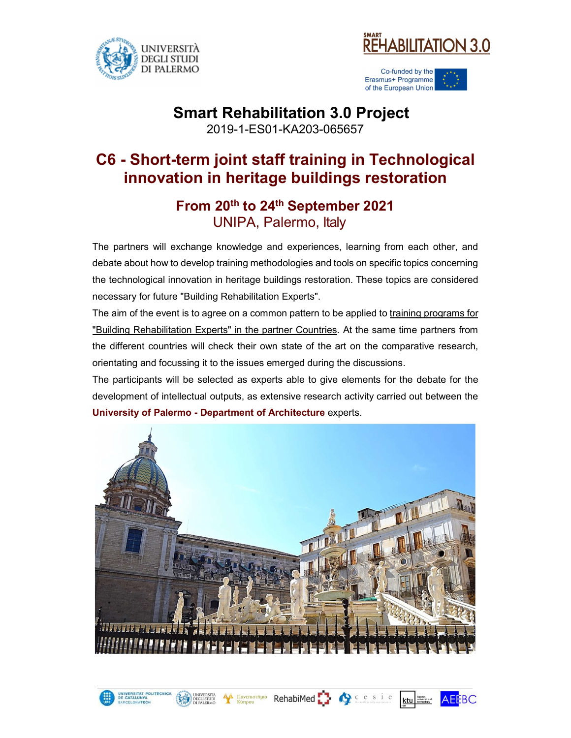# Smart Rehabilitation 3.0 Project

2019-1-ES01-KA203-065657

## C6 - Short-term joint staff training in Technological innovation in heritage buildings restoration

### From 20th to 24th September 2021

UNIPA, Palermo, Italy

The partners will exchange knowledge and experiences, learning from each other, and debate about how to develop training methodologies and tools on specific topics concerning the technological innovation in heritage buildings restoration. These topics are considered necessary for future "Building Rehabilitation Experts".

The aim of the event is to agree on a common pattern to be applied to training programs for "Building Rehabilitation Experts" in the partner Countries. At the same time partners from the different countries will check their own state of the art on the comparative research, orientating and focussing it to the issues emerged during the discussions.

The participants will be selected as experts able to give elements for the debate for the development of intellectual outputs, as extensive research activity carried out between the **University of Palermo - Department of Architecture** experts.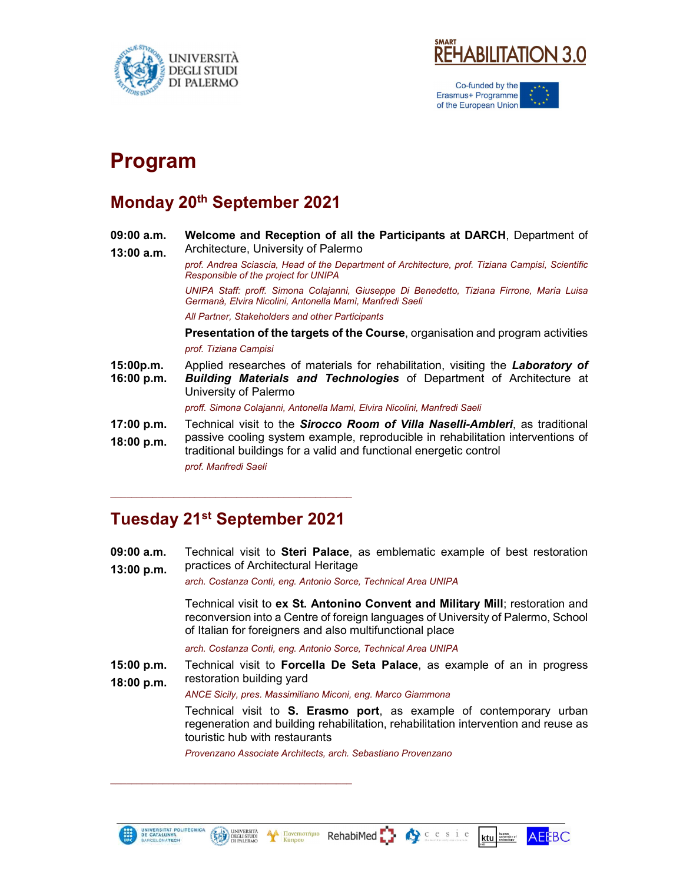# Program

## Monday 20th September 2021

**09:00 a.m.**
**13:00 a.m.**

**Welcome and Reception of all the Participants at DARCH**, Department of Architecture, University of Palermo

*prof. Andrea Sciascia, Head of the Department of Architecture, prof. Tiziana Campisi, Scientific Responsible of the project for UNIPA*

*UNIPA Staff: proff. Simona Colajanni, Giuseppe Di Benedetto, Tiziana Firrone, Maria Luisa Germanà, Elvira Nicolini, Antonella Mami, Manfredi Saeli*

*All Partner, Stakeholders and other Participants*

**Presentation of the targets of the Course**, organisation and program activities

*prof. Tiziana Campisi*

**15:00p.m.**
**16:00 p.m.**

Applied researches of materials for rehabilitation, visiting the ***Laboratory of Building Materials and Technologies*** of Department of Architecture at University of Palermo

*proff. Simona Colajanni, Antonella Mamì, Elvira Nicolini, Manfredi Saeli*

**17:00 p.m.**
**18:00 p.m.**

Technical visit to the ***Sirocco Room of Villa Naselli-Ambleri***, as traditional passive cooling system example, reproducible in rehabilitation interventions of traditional buildings for a valid and functional energetic control

*prof. Manfredi Saeli*

---

## Tuesday 21st September 2021

**09:00 a.m.**
**13:00 p.m.**

Technical visit to **Steri Palace**, as emblematic example of best restoration practices of Architectural Heritage

*arch. Costanza Conti, eng. Antonio Sorce, Technical Area UNIPA*

Technical visit to **ex St. Antonino Convent and Military Mill**; restoration and reconversion into a Centre of foreign languages of University of Palermo, School of Italian for foreigners and also multifunctional place

*arch. Costanza Conti, eng. Antonio Sorce, Technical Area UNIPA*

**15:00 p.m.**
**18:00 p.m.**

Technical visit to **Forcella De Seta Palace**, as example of an in progress restoration building yard

*ANCE Sicily, pres. Massimiliano Miconi, eng. Marco Giammona*

Technical visit to **S. Erasmo port**, as example of contemporary urban regeneration and building rehabilitation, rehabilitation intervention and reuse as touristic hub with restaurants

*Provenzano Associate Architects, arch. Sebastiano Provenzano*

---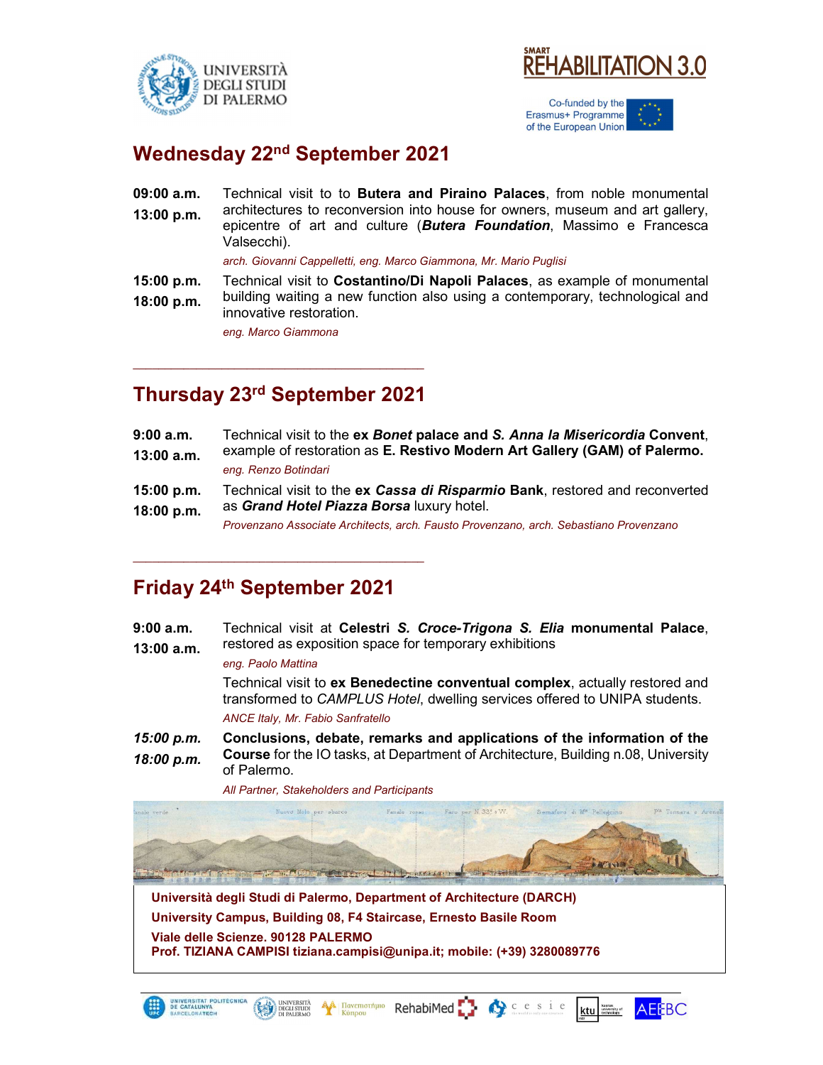## Wednesday 22nd September 2021

**09:00 a.m.**
**13:00 p.m.**
Technical visit to to **Butera and Piraino Palaces**, from noble monumental architectures to reconversion into house for owners, museum and art gallery, epicentre of art and culture (***Butera Foundation***, Massimo e Francesca Valsecchi).

*arch. Giovanni Cappelletti, eng. Marco Giammona, Mr. Mario Puglisi*

**15:00 p.m.**
**18:00 p.m.**
Technical visit to **Costantino/Di Napoli Palaces**, as example of monumental building waiting a new function also using a contemporary, technological and innovative restoration.

*eng. Marco Giammona*

---

## Thursday 23rd September 2021

**9:00 a.m.**
**13:00 a.m.**
Technical visit to the **ex *Bonet* palace and *S. Anna la Misericordia* Convent**, example of restoration as **E. Restivo Modern Art Gallery (GAM) of Palermo.**

*eng. Renzo Botindari*

**15:00 p.m.**
**18:00 p.m.**
Technical visit to the **ex *Cassa di Risparmio* Bank**, restored and reconverted as ***Grand Hotel Piazza Borsa*** luxury hotel.

*Provenzano Associate Architects, arch. Fausto Provenzano, arch. Sebastiano Provenzano*

---

## Friday 24th September 2021

**9:00 a.m.**
**13:00 a.m.**
Technical visit at **Celestri *S. Croce-Trigona S. Elia* monumental Palace**, restored as exposition space for temporary exhibitions

*eng. Paolo Mattina*

Technical visit to **ex Benedectine conventual complex**, actually restored and transformed to *CAMPLUS Hotel*, dwelling services offered to UNIPA students.

*ANCE Italy, Mr. Fabio Sanfratello*

***15:00 p.m.***
***18:00 p.m.***
**Conclusions, debate, remarks and applications of the information of the Course** for the IO tasks, at Department of Architecture, Building n.08, University of Palermo.

*All Partner, Stakeholders and Participants*

**Università degli Studi di Palermo, Department of Architecture (DARCH)**
**University Campus, Building 08, F4 Staircase, Ernesto Basile Room**
**Viale delle Scienze. 90128 PALERMO**
**Prof. TIZIANA CAMPISI tiziana.campisi@unipa.it; mobile: (+39) 3280089776**